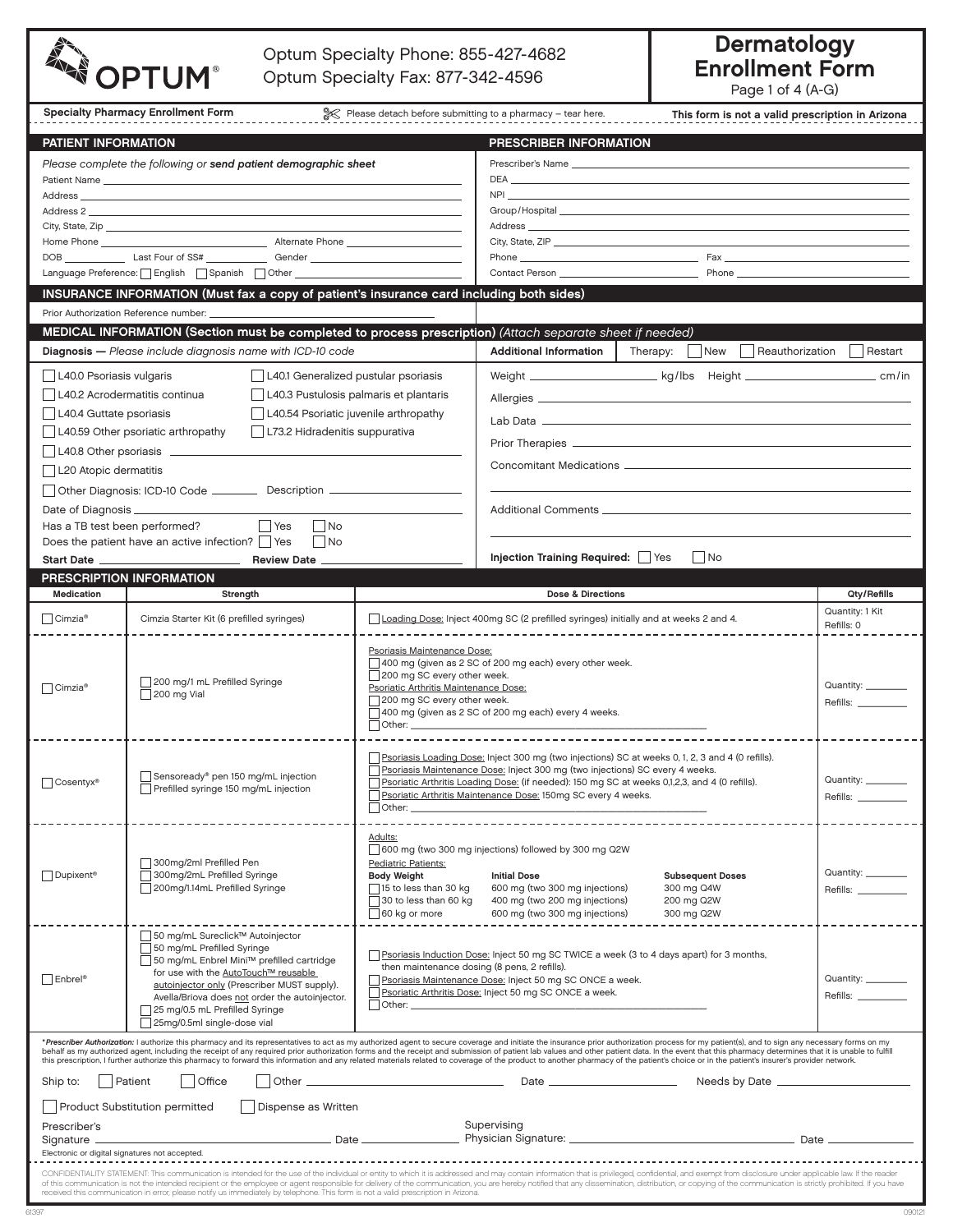OPTUM®

Optum Specialty Phone: 855-427-4682
Optum Specialty Fax: 877-342-4596

# Dermatology Enrollment Form

Page 1 of 4 (A-G)

**Specialty Pharmacy Enrollment Form** — Please detach before submitting to a pharmacy – tear here. — **This form is not a valid prescription in Arizona**

## PATIENT INFORMATION

*Please complete the following or* ***send patient demographic sheet***

Patient Name ______________________
Address ______________________
Address 2 ______________________
City, State, Zip ______________________
Home Phone ____________ Alternate Phone ____________
DOB ________ Last Four of SS# ________ Gender ________
Language Preference: ☐ English ☐ Spanish ☐ Other ________

## PRESCRIBER INFORMATION

Prescriber's Name ______________________
DEA ______________________
NPI ______________________
Group/Hospital ______________________
Address ______________________
City, State, ZIP ______________________
Phone ____________ Fax ____________
Contact Person ____________ Phone ____________

## INSURANCE INFORMATION (Must fax a copy of patient's insurance card including both sides)

Prior Authorization Reference number: ______________________

## MEDICAL INFORMATION (Section must be completed to process prescription) *(Attach separate sheet if needed)*

**Diagnosis —** *Please include diagnosis name with ICD-10 code*

☐ L40.0 Psoriasis vulgaris
☐ L40.1 Generalized pustular psoriasis
☐ L40.2 Acrodermatitis continua
☐ L40.3 Pustulosis palmaris et plantaris
☐ L40.4 Guttate psoriasis
☐ L40.54 Psoriatic juvenile arthropathy
☐ L40.59 Other psoriatic arthropathy
☐ L73.2 Hidradenitis suppurativa
☐ L40.8 Other psoriasis ____________
☐ L20 Atopic dermatitis
☐ Other Diagnosis: ICD-10 Code ________ Description ____________

Date of Diagnosis ____________
Has a TB test been performed? ☐ Yes ☐ No
Does the patient have an active infection? ☐ Yes ☐ No
**Start Date** ____________ **Review Date** ____________

**Additional Information** — Therapy: ☐ New ☐ Reauthorization ☐ Restart

Weight ____________ kg/lbs Height ____________ cm/in
Allergies ______________________
Lab Data ______________________
Prior Therapies ______________________
Concomitant Medications ______________________
Additional Comments ______________________

**Injection Training Required:** ☐ Yes ☐ No

## PRESCRIPTION INFORMATION

| Medication | Strength | Dose & Directions | Qty/Refills |
|---|---|---|---|
| ☐ Cimzia® | Cimzia Starter Kit (6 prefilled syringes) | ☐ Loading Dose: Inject 400mg SC (2 prefilled syringes) initially and at weeks 2 and 4. | Quantity: 1 Kit<br>Refills: 0 |
| ☐ Cimzia® | ☐ 200 mg/1 mL Prefilled Syringe<br>☐ 200 mg Vial | Psoriasis Maintenance Dose:<br>☐ 400 mg (given as 2 SC of 200 mg each) every other week.<br>☐ 200 mg SC every other week.<br>Psoriatic Arthritis Maintenance Dose:<br>☐ 200 mg SC every other week.<br>☐ 400 mg (given as 2 SC of 200 mg each) every 4 weeks.<br>☐ Other: ____________ | Quantity: ______<br>Refills: ______ |
| ☐ Cosentyx® | ☐ Sensoready® pen 150 mg/mL injection<br>☐ Prefilled syringe 150 mg/mL injection | ☐ Psoriasis Loading Dose: Inject 300 mg (two injections) SC at weeks 0, 1, 2, 3 and 4 (0 refills).<br>☐ Psoriasis Maintenance Dose: Inject 300 mg (two injections) SC every 4 weeks.<br>☐ Psoriatic Arthritis Loading Dose: (if needed): 150 mg SC at weeks 0,1,2,3, and 4 (0 refills).<br>☐ Psoriatic Arthritis Maintenance Dose: 150mg SC every 4 weeks.<br>☐ Other: ____________ | Quantity: ______<br>Refills: ______ |
| ☐ Dupixent® | ☐ 300mg/2ml Prefilled Pen<br>☐ 300mg/2mL Prefilled Syringe<br>☐ 200mg/1.14mL Prefilled Syringe | Adults:<br>☐ 600 mg (two 300 mg injections) followed by 300 mg Q2W<br>Pediatric Patients:<br>**Body Weight** / **Initial Dose** / **Subsequent Doses**<br>☐ 15 to less than 30 kg / 600 mg (two 300 mg injections) / 300 mg Q4W<br>☐ 30 to less than 60 kg / 400 mg (two 200 mg injections) / 200 mg Q2W<br>☐ 60 kg or more / 600 mg (two 300 mg injections) / 300 mg Q2W | Quantity: ______<br>Refills: ______ |
| ☐ Enbrel® | ☐ 50 mg/mL Sureclick™ Autoinjector<br>☐ 50 mg/mL Prefilled Syringe<br>☐ 50 mg/mL Enbrel Mini™ prefilled cartridge for use with the AutoTouch™ reusable autoinjector only (Prescriber MUST supply). Avella/Briova does not order the autoinjector.<br>☐ 25 mg/0.5 mL Prefilled Syringe<br>☐ 25mg/0.5ml single-dose vial | ☐ Psoriasis Induction Dose: Inject 50 mg SC TWICE a week (3 to 4 days apart) for 3 months, then maintenance dosing (8 pens, 2 refills).<br>☐ Psoriasis Maintenance Dose: Inject 50 mg SC ONCE a week.<br>☐ Psoriatic Arthritis Dose: Inject 50 mg SC ONCE a week.<br>☐ Other: ____________ | Quantity: ______<br>Refills: ______ |

****Prescriber Authorization:*** I authorize this pharmacy and its representatives to act as my authorized agent to secure coverage and initiate the insurance prior authorization process for my patient(s), and to sign any necessary forms on my behalf as my authorized agent, including the receipt of any required prior authorization forms and the receipt and submission of patient lab values and other patient data. In the event that this pharmacy determines that it is unable to fulfill this prescription, I further authorize this pharmacy to forward this information and any related materials related to coverage of the product to another pharmacy of the patient's choice or in the patient's insurer's provider network.

Ship to: ☐ Patient ☐ Office ☐ Other ____________ Date ____________ Needs by Date ____________

☐ Product Substitution permitted ☐ Dispense as Written

Prescriber's Signature ______________________ Date ________ Supervising Physician Signature: ______________________ Date ________

Electronic or digital signatures not accepted.

CONFIDENTIALITY STATEMENT: This communication is intended for the use of the individual or entity to which it is addressed and may contain information that is privileged, confidential, and exempt from disclosure under applicable law. If the reader of this communication is not the intended recipient or the employee or agent responsible for delivery of the communication, you are hereby notified that any dissemination, distribution, or copying of the communication is strictly prohibited. If you have received this communication in error, please notify us immediately by telephone. This form is not a valid prescription in Arizona.

61397 090121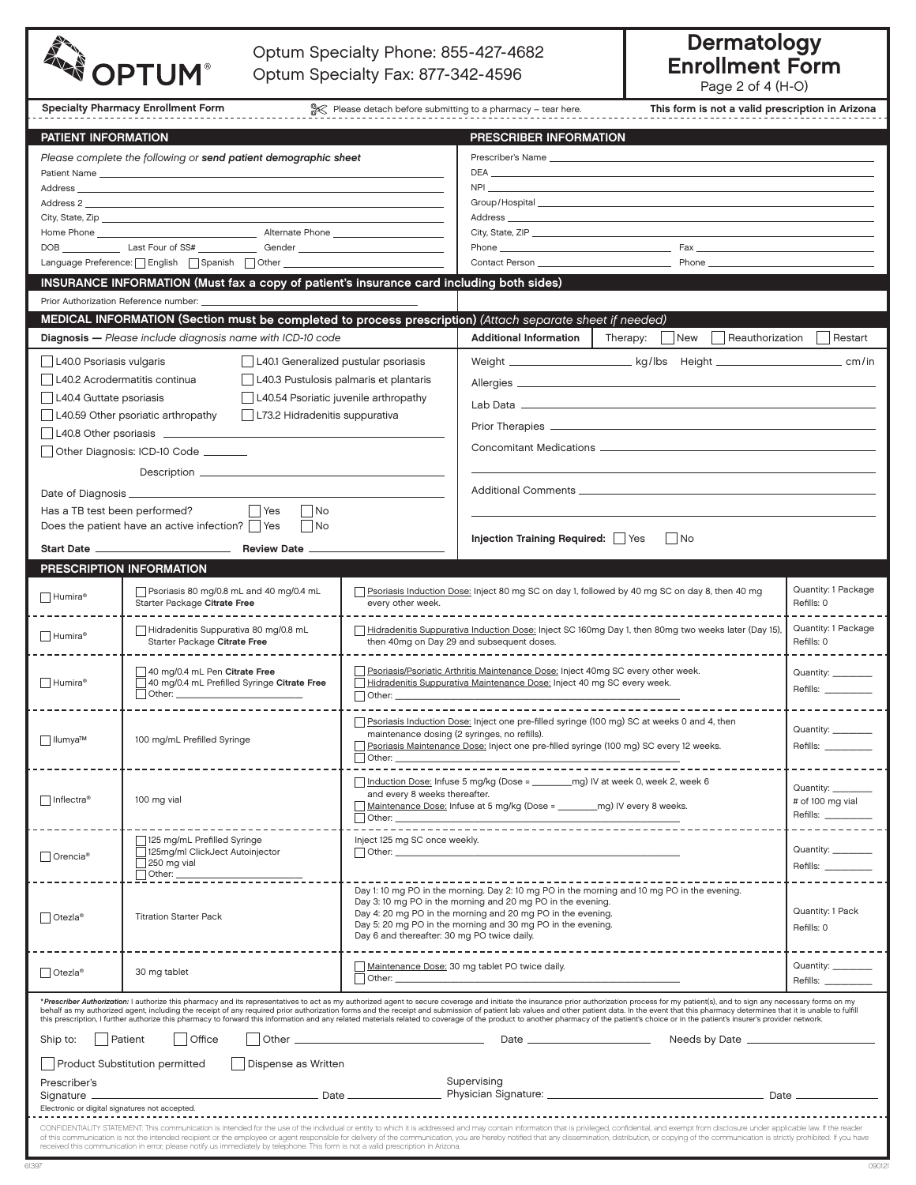# Dermatology Enrollment Form

Optum Specialty Phone: 855-427-4682
Optum Specialty Fax: 877-342-4596

Page 2 of 4 (H-O)

**Specialty Pharmacy Enrollment Form** — Please detach before submitting to a pharmacy – tear here. — **This form is not a valid prescription in Arizona**

## PATIENT INFORMATION

*Please complete the following or* ***send patient demographic sheet***

Patient Name ____________________
Address ____________________
Address 2 ____________________
City, State, Zip ____________________
Home Phone ____________________ Alternate Phone ____________________
DOB __________ Last Four of SS# __________ Gender ____________________
Language Preference: ☐ English ☐ Spanish ☐ Other ____________________

## PRESCRIBER INFORMATION

Prescriber's Name ____________________
DEA ____________________
NPI ____________________
Group/Hospital ____________________
Address ____________________
City, State, ZIP ____________________
Phone ____________________ Fax ____________________
Contact Person ____________________ Phone ____________________

## INSURANCE INFORMATION (Must fax a copy of patient's insurance card including both sides)

Prior Authorization Reference number: ____________________

## MEDICAL INFORMATION (Section must be completed to process prescription) *(Attach separate sheet if needed)*

**Diagnosis —** *Please include diagnosis name with ICD-10 code*

- ☐ L40.0 Psoriasis vulgaris
- ☐ L40.1 Generalized pustular psoriasis
- ☐ L40.2 Acrodermatitis continua
- ☐ L40.3 Pustulosis palmaris et plantaris
- ☐ L40.4 Guttate psoriasis
- ☐ L40.54 Psoriatic juvenile arthropathy
- ☐ L40.59 Other psoriatic arthropathy
- ☐ L73.2 Hidradenitis suppurativa
- ☐ L40.8 Other psoriasis ____________________
- ☐ Other Diagnosis: ICD-10 Code ________

Description ____________________

Date of Diagnosis ____________________
Has a TB test been performed? ☐ Yes ☐ No
Does the patient have an active infection? ☐ Yes ☐ No

**Start Date** ____________________ **Review Date** ____________________

**Additional Information** — Therapy: ☐ New ☐ Reauthorization ☐ Restart

Weight ____________________ kg/lbs Height ____________________ cm/in
Allergies ____________________
Lab Data ____________________
Prior Therapies ____________________
Concomitant Medications ____________________
Additional Comments ____________________

**Injection Training Required:** ☐ Yes ☐ No

## PRESCRIPTION INFORMATION

| Medication | Strength/Form | Directions | Quantity/Refills |
|---|---|---|---|
| ☐ Humira® | ☐ Psoriasis 80 mg/0.8 mL and 40 mg/0.4 mL Starter Package **Citrate Free** | ☐ Psoriasis Induction Dose: Inject 80 mg SC on day 1, followed by 40 mg SC on day 8, then 40 mg every other week. | Quantity: 1 Package<br>Refills: 0 |
| ☐ Humira® | ☐ Hidradenitis Suppurativa 80 mg/0.8 mL Starter Package **Citrate Free** | ☐ Hidradenitis Suppurativa Induction Dose: Inject SC 160mg Day 1, then 80mg two weeks later (Day 15), then 40mg on Day 29 and subsequent doses. | Quantity: 1 Package<br>Refills: 0 |
| ☐ Humira® | ☐ 40 mg/0.4 mL Pen **Citrate Free**<br>☐ 40 mg/0.4 mL Prefilled Syringe **Citrate Free**<br>☐ Other: __________ | ☐ Psoriasis/Psoriatic Arthritis Maintenance Dose: Inject 40mg SC every other week.<br>☐ Hidradenitis Suppurativa Maintenance Dose: Inject 40 mg SC every week.<br>☐ Other: __________ | Quantity: ________<br>Refills: ________ |
| ☐ Ilumya™ | 100 mg/mL Prefilled Syringe | ☐ Psoriasis Induction Dose: Inject one pre-filled syringe (100 mg) SC at weeks 0 and 4, then maintenance dosing (2 syringes, no refills).<br>☐ Psoriasis Maintenance Dose: Inject one pre-filled syringe (100 mg) SC every 12 weeks.<br>☐ Other: __________ | Quantity: ________<br>Refills: ________ |
| ☐ Inflectra® | 100 mg vial | ☐ Induction Dose: Infuse 5 mg/kg (Dose = ________mg) IV at week 0, week 2, week 6 and every 8 weeks thereafter.<br>☐ Maintenance Dose: Infuse at 5 mg/kg (Dose = ________mg) IV every 8 weeks.<br>☐ Other: __________ | Quantity: ________<br># of 100 mg vial<br>Refills: ________ |
| ☐ Orencia® | ☐ 125 mg/mL Prefilled Syringe<br>☐ 125mg/ml ClickJect Autoinjector<br>☐ 250 mg vial<br>☐ Other: __________ | Inject 125 mg SC once weekly.<br>☐ Other: __________ | Quantity: ________<br>Refills: ________ |
| ☐ Otezla® | Titration Starter Pack | Day 1: 10 mg PO in the morning. Day 2: 10 mg PO in the morning and 10 mg PO in the evening.<br>Day 3: 10 mg PO in the morning and 20 mg PO in the evening.<br>Day 4: 20 mg PO in the morning and 20 mg PO in the evening.<br>Day 5: 20 mg PO in the morning and 30 mg PO in the evening.<br>Day 6 and thereafter: 30 mg PO twice daily. | Quantity: 1 Pack<br>Refills: 0 |
| ☐ Otezla® | 30 mg tablet | ☐ Maintenance Dose: 30 mg tablet PO twice daily.<br>☐ Other: __________ | Quantity: ________<br>Refills: ________ |

****Prescriber Authorization:*** I authorize this pharmacy and its representatives to act as my authorized agent to secure coverage and initiate the insurance prior authorization process for my patient(s), and to sign any necessary forms on my behalf as my authorized agent, including the receipt of any required prior authorization forms and the receipt and submission of patient lab values and other patient data. In the event that this pharmacy determines that it is unable to fulfill this prescription, I further authorize this pharmacy to forward this information and any related materials related to coverage of the product to another pharmacy of the patient's choice or in the patient's insurer's provider network.

Ship to: ☐ Patient ☐ Office ☐ Other ____________________ Date ____________________ Needs by Date ____________________

☐ Product Substitution permitted ☐ Dispense as Written

Prescriber's Signature ____________________ Date ____________________ Supervising Physician Signature: ____________________ Date ____________________

Electronic or digital signatures not accepted.

CONFIDENTIALITY STATEMENT: This communication is intended for the use of the individual or entity to which it is addressed and may contain information that is privileged, confidential, and exempt from disclosure under applicable law. If the reader of this communication is not the intended recipient or the employee or agent responsible for delivery of the communication, you are hereby notified that any dissemination, distribution, or copying of the communication is strictly prohibited. If you have received this communication in error, please notify us immediately by telephone. This form is not a valid prescription in Arizona.

61397 090121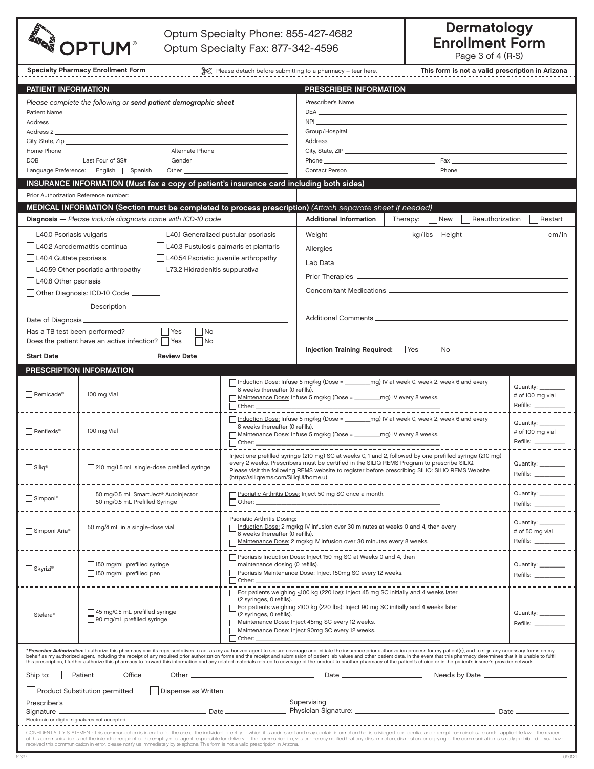# Optum Specialty Phone: 855-427-4682
Optum Specialty Fax: 877-342-4596

# Dermatology Enrollment Form

Page 3 of 4 (R-S)

**Specialty Pharmacy Enrollment Form** — Please detach before submitting to a pharmacy – tear here. — **This form is not a valid prescription in Arizona**

## PATIENT INFORMATION

*Please complete the following or* ***send patient demographic sheet***

Patient Name ______________________

Address ______________________

Address 2 ______________________

City, State, Zip ______________________

Home Phone ____________ Alternate Phone ____________

DOB ________ Last Four of SS# ________ Gender ________

Language Preference: ☐ English ☐ Spanish ☐ Other ________

## PRESCRIBER INFORMATION

Prescriber's Name ______________________

DEA ______________________

NPI ______________________

Group/Hospital ______________________

Address ______________________

City, State, ZIP ______________________

Phone ____________ Fax ____________

Contact Person ____________ Phone ____________

## INSURANCE INFORMATION (Must fax a copy of patient's insurance card including both sides)

Prior Authorization Reference number: ______________________

## MEDICAL INFORMATION (Section must be completed to process prescription) *(Attach separate sheet if needed)*

**Diagnosis —** *Please include diagnosis name with ICD-10 code*

- ☐ L40.0 Psoriasis vulgaris
- ☐ L40.1 Generalized pustular psoriasis
- ☐ L40.2 Acrodermatitis continua
- ☐ L40.3 Pustulosis palmaris et plantaris
- ☐ L40.4 Guttate psoriasis
- ☐ L40.54 Psoriatic juvenile arthropathy
- ☐ L40.59 Other psoriatic arthropathy
- ☐ L73.2 Hidradenitis suppurativa
- ☐ L40.8 Other psoriasis ________
- ☐ Other Diagnosis: ICD-10 Code ________

Description ______________________

Date of Diagnosis ______________________

Has a TB test been performed? ☐ Yes ☐ No

Does the patient have an active infection? ☐ Yes ☐ No

**Start Date** ____________ **Review Date** ____________

**Additional Information** — Therapy: ☐ New ☐ Reauthorization ☐ Restart

Weight ____________ kg/lbs Height ____________ cm/in

Allergies ______________________

Lab Data ______________________

Prior Therapies ______________________

Concomitant Medications ______________________

Additional Comments ______________________

**Injection Training Required:** ☐ Yes ☐ No

## PRESCRIPTION INFORMATION

| Medication | Strength | Directions | Quantity/Refills |
|---|---|---|---|
| ☐ Remicade® | 100 mg Vial | ☐ Induction Dose: Infuse 5 mg/kg (Dose = ________mg) IV at week 0, week 2, week 6 and every 8 weeks thereafter (0 refills). ☐ Maintenance Dose: Infuse 5 mg/kg (Dose = ________mg) IV every 8 weeks. ☐ Other: ________ | Quantity: ____ # of 100 mg vial Refills: ____ |
| ☐ Renflexis® | 100 mg Vial | ☐ Induction Dose: Infuse 5 mg/kg (Dose = ________mg) IV at week 0, week 2, week 6 and every 8 weeks thereafter (0 refills). ☐ Maintenance Dose: Infuse 5 mg/kg (Dose = ________mg) IV every 8 weeks. ☐ Other: ________ | Quantity: ____ # of 100 mg vial Refills: ____ |
| ☐ Siliq® | ☐ 210 mg/1.5 mL single-dose prefilled syringe | Inject one prefilled syringe (210 mg) SC at weeks 0, 1 and 2, followed by one prefilled syringe (210 mg) every 2 weeks. Prescribers must be certified in the SILIQ REMS Program to prescribe SILIQ. Please visit the following REMS website to register before prescribing SILIQ: SILIQ REMS Website (https://siliqrems.com/SiliqUI/home.u) | Quantity: ____ Refills: ____ |
| ☐ Simponi® | ☐ 50 mg/0.5 mL SmartJect® Autoinjector ☐ 50 mg/0.5 mL Prefilled Syringe | ☐ Psoriatic Arthritis Dose: Inject 50 mg SC once a month. ☐ Other: ________ | Quantity: ____ Refills: ____ |
| ☐ Simponi Aria® | 50 mg/4 mL in a single-dose vial | Psoriatic Arthritis Dosing: ☐ Induction Dose: 2 mg/kg IV infusion over 30 minutes at weeks 0 and 4, then every 8 weeks thereafter (0 refills). ☐ Maintenance Dose: 2 mg/kg IV infusion over 30 minutes every 8 weeks. | Quantity: ____ # of 50 mg vial Refills: ____ |
| ☐ Skyrizi® | ☐ 150 mg/mL prefilled syringe ☐ 150 mg/mL prefilled pen | ☐ Psoriasis Induction Dose: Inject 150 mg SC at Weeks 0 and 4, then maintenance dosing (0 refills). ☐ Psoriasis Maintenance Dose: Inject 150mg SC every 12 weeks. ☐ Other: ________ | Quantity: ____ Refills: ____ |
| ☐ Stelara® | ☐ 45 mg/0.5 mL prefilled syringe ☐ 90 mg/mL prefilled syringe | ☐ For patients weighing ≤100 kg (220 lbs): Inject 45 mg SC initially and 4 weeks later (2 syringes, 0 refills). ☐ For patients weighing >100 kg (220 lbs): Inject 90 mg SC initially and 4 weeks later (2 syringes, 0 refills). ☐ Maintenance Dose: Inject 45mg SC every 12 weeks. ☐ Maintenance Dose: Inject 90mg SC every 12 weeks. ☐ Other: ________ | Quantity: ____ Refills: ____ |

**Prescriber Authorization:* I authorize this pharmacy and its representatives to act as my authorized agent to secure coverage and initiate the insurance prior authorization process for my patient(s), and to sign any necessary forms on my behalf as my authorized agent, including the receipt of any required prior authorization forms and the receipt and submission of patient lab values and other patient data. In the event that this pharmacy determines that it is unable to fulfill this prescription, I further authorize this pharmacy to forward this information and any related materials related to coverage of the product to another pharmacy of the patient's choice or in the patient's insurer's provider network.

Ship to: ☐ Patient ☐ Office ☐ Other ____________ Date ____________ Needs by Date ____________

☐ Product Substitution permitted ☐ Dispense as Written

Prescriber's Signature ____________ Date ____________ Supervising Physician Signature: ____________ Date ____________

Electronic or digital signatures not accepted.

CONFIDENTIALITY STATEMENT: This communication is intended for the use of the individual or entity to which it is addressed and may contain information that is privileged, confidential, and exempt from disclosure under applicable law. If the reader of this communication is not the intended recipient or the employee or agent responsible for delivery of the communication, you are hereby notified that any dissemination, distribution, or copying of the communication is strictly prohibited. If you have received this communication in error, please notify us immediately by telephone. This form is not a valid prescription in Arizona.

61397 090121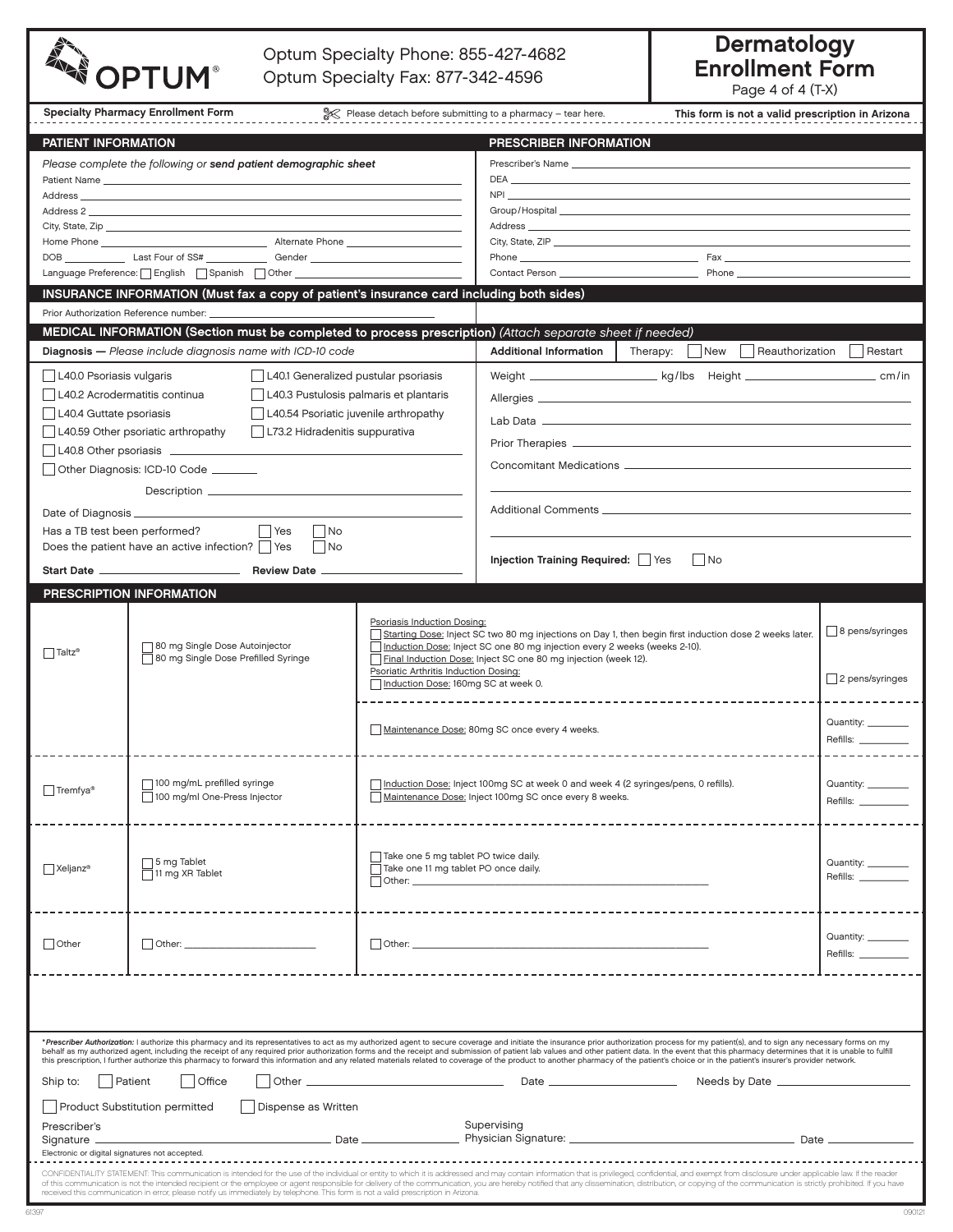Optum Specialty Phone: 855-427-4682
Optum Specialty Fax: 877-342-4596

# Dermatology Enrollment Form

Page 4 of 4 (T-X)

**Specialty Pharmacy Enrollment Form** ✂ Please detach before submitting to a pharmacy – tear here. **This form is not a valid prescription in Arizona**

## PATIENT INFORMATION

*Please complete the following or* ***send patient demographic sheet***

Patient Name ____________________

Address ____________________

Address 2 ____________________

City, State, Zip ____________________

Home Phone ____________ Alternate Phone ____________

DOB ________ Last Four of SS# ________ Gender ________

Language Preference: ☐ English ☐ Spanish ☐ Other ________

## PRESCRIBER INFORMATION

Prescriber's Name ____________________

DEA ____________________

NPI ____________________

Group/Hospital ____________________

Address ____________________

City, State, ZIP ____________________

Phone ____________ Fax ____________

Contact Person ____________ Phone ____________

## INSURANCE INFORMATION (Must fax a copy of patient's insurance card including both sides)

Prior Authorization Reference number: ____________________

## MEDICAL INFORMATION (Section must be completed to process prescription) *(Attach separate sheet if needed)*

**Diagnosis —** *Please include diagnosis name with ICD-10 code*

☐ L40.0 Psoriasis vulgaris
☐ L40.1 Generalized pustular psoriasis
☐ L40.2 Acrodermatitis continua
☐ L40.3 Pustulosis palmaris et plantaris
☐ L40.4 Guttate psoriasis
☐ L40.54 Psoriatic juvenile arthropathy
☐ L40.59 Other psoriatic arthropathy
☐ L73.2 Hidradenitis suppurativa
☐ L40.8 Other psoriasis ____________
☐ Other Diagnosis: ICD-10 Code ________

Description ____________________

Date of Diagnosis ____________________

Has a TB test been performed? ☐ Yes ☐ No

Does the patient have an active infection? ☐ Yes ☐ No

**Start Date** ____________ **Review Date** ____________

**Additional Information** Therapy: ☐ New ☐ Reauthorization ☐ Restart

Weight ____________ kg/lbs Height ____________ cm/in

Allergies ____________________

Lab Data ____________________

Prior Therapies ____________________

Concomitant Medications ____________________

Additional Comments ____________________

**Injection Training Required:** ☐ Yes ☐ No

## PRESCRIPTION INFORMATION

| | | | |
|---|---|---|---|
| ☐ Taltz® | ☐ 80 mg Single Dose Autoinjector<br>☐ 80 mg Single Dose Prefilled Syringe | Psoriasis Induction Dosing:<br>☐ Starting Dose: Inject SC two 80 mg injections on Day 1, then begin first induction dose 2 weeks later.<br>☐ Induction Dose: Inject SC one 80 mg injection every 2 weeks (weeks 2-10).<br>☐ Final Induction Dose: Inject SC one 80 mg injection (week 12).<br>Psoriatic Arthritis Induction Dosing:<br>☐ Induction Dose: 160mg SC at week 0. | ☐ 8 pens/syringes<br>☐ 2 pens/syringes |
| | | ☐ Maintenance Dose: 80mg SC once every 4 weeks. | Quantity: ________<br>Refills: ________ |
| ☐ Tremfya® | ☐ 100 mg/mL prefilled syringe<br>☐ 100 mg/ml One-Press Injector | ☐ Induction Dose: Inject 100mg SC at week 0 and week 4 (2 syringes/pens, 0 refills).<br>☐ Maintenance Dose: Inject 100mg SC once every 8 weeks. | Quantity: ________<br>Refills: ________ |
| ☐ Xeljanz® | ☐ 5 mg Tablet<br>☐ 11 mg XR Tablet | ☐ Take one 5 mg tablet PO twice daily.<br>☐ Take one 11 mg tablet PO once daily.<br>☐ Other: ____________ | Quantity: ________<br>Refills: ________ |
| ☐ Other | ☐ Other: ____________ | ☐ Other: ____________ | Quantity: ________<br>Refills: ________ |

\****Prescriber Authorization:*** I authorize this pharmacy and its representatives to act as my authorized agent to secure coverage and initiate the insurance prior authorization process for my patient(s), and to sign any necessary forms on my behalf as my authorized agent, including the receipt of any required prior authorization forms and the receipt and submission of patient lab values and other patient data. In the event that this pharmacy determines that it is unable to fulfill this prescription, I further authorize this pharmacy to forward this information and any related materials related to coverage of the product to another pharmacy of the patient's choice or in the patient's insurer's provider network.

Ship to: ☐ Patient ☐ Office ☐ Other ____________ Date ____________ Needs by Date ____________

☐ Product Substitution permitted ☐ Dispense as Written

Prescriber's Signature ____________ Date ____________ Supervising Physician Signature: ____________ Date ____________

Electronic or digital signatures not accepted.

CONFIDENTIALITY STATEMENT: This communication is intended for the use of the individual or entity to which it is addressed and may contain information that is privileged, confidential, and exempt from disclosure under applicable law. If the reader of this communication is not the intended recipient or the employee or agent responsible for delivery of the communication, you are hereby notified that any dissemination, distribution, or copying of the communication is strictly prohibited. If you have received this communication in error, please notify us immediately by telephone. This form is not a valid prescription in Arizona.

61397 090121